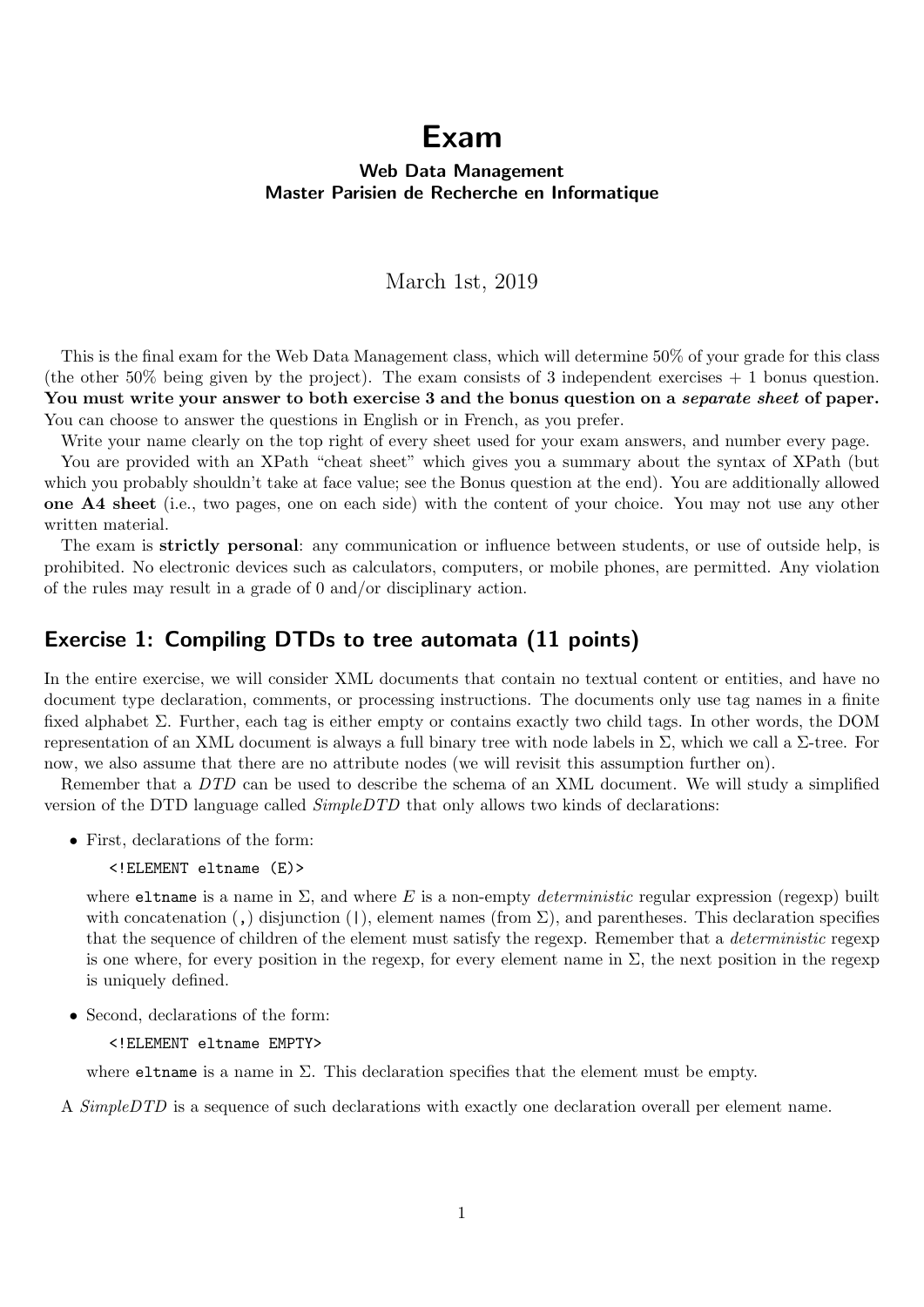# Exam

### Web Data Management
### Master Parisien de Recherche en Informatique

March 1st, 2019

This is the final exam for the Web Data Management class, which will determine 50% of your grade for this class (the other 50% being given by the project). The exam consists of 3 independent exercises + 1 bonus question. **You must write your answer to both exercise 3 and the bonus question on a *separate sheet* of paper.** You can choose to answer the questions in English or in French, as you prefer.

Write your name clearly on the top right of every sheet used for your exam answers, and number every page.

You are provided with an XPath "cheat sheet" which gives you a summary about the syntax of XPath (but which you probably shouldn't take at face value; see the Bonus question at the end). You are additionally allowed **one A4 sheet** (i.e., two pages, one on each side) with the content of your choice. You may not use any other written material.

The exam is **strictly personal**: any communication or influence between students, or use of outside help, is prohibited. No electronic devices such as calculators, computers, or mobile phones, are permitted. Any violation of the rules may result in a grade of 0 and/or disciplinary action.

## Exercise 1: Compiling DTDs to tree automata (11 points)

In the entire exercise, we will consider XML documents that contain no textual content or entities, and have no document type declaration, comments, or processing instructions. The documents only use tag names in a finite fixed alphabet $\Sigma$. Further, each tag is either empty or contains exactly two child tags. In other words, the DOM representation of an XML document is always a full binary tree with node labels in $\Sigma$, which we call a $\Sigma$-tree. For now, we also assume that there are no attribute nodes (we will revisit this assumption further on).

Remember that a *DTD* can be used to describe the schema of an XML document. We will study a simplified version of the DTD language called *SimpleDTD* that only allows two kinds of declarations:

- First, declarations of the form:

  `<!ELEMENT eltname (E)>`

  where `eltname` is a name in $\Sigma$, and where $E$ is a non-empty *deterministic* regular expression (regexp) built with concatenation (`,`) disjunction (`|`), element names (from $\Sigma$), and parentheses. This declaration specifies that the sequence of children of the element must satisfy the regexp. Remember that a *deterministic* regexp is one where, for every position in the regexp, for every element name in $\Sigma$, the next position in the regexp is uniquely defined.

- Second, declarations of the form:

  `<!ELEMENT eltname EMPTY>`

  where `eltname` is a name in $\Sigma$. This declaration specifies that the element must be empty.

A *SimpleDTD* is a sequence of such declarations with exactly one declaration overall per element name.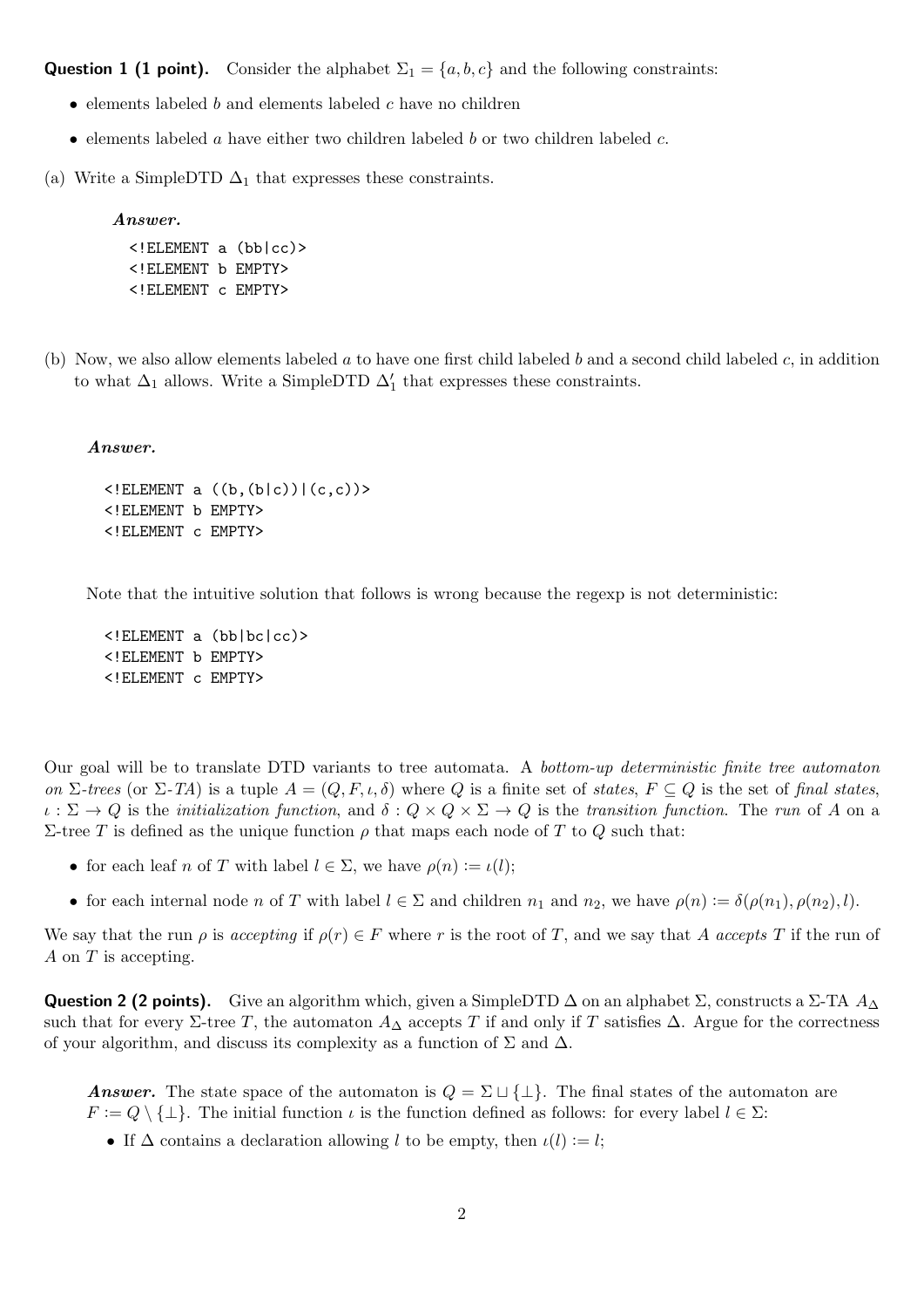**Question 1 (1 point).** Consider the alphabet $\Sigma_1 = \{a, b, c\}$ and the following constraints:

- elements labeled $b$ and elements labeled $c$ have no children
- elements labeled $a$ have either two children labeled $b$ or two children labeled $c$.

(a) Write a SimpleDTD $\Delta_1$ that expresses these constraints.

***Answer.***

```
<!ELEMENT a (bb|cc)>
<!ELEMENT b EMPTY>
<!ELEMENT c EMPTY>
```

(b) Now, we also allow elements labeled $a$ to have one first child labeled $b$ and a second child labeled $c$, in addition to what $\Delta_1$ allows. Write a SimpleDTD $\Delta'_1$ that expresses these constraints.

***Answer.***

```
<!ELEMENT a ((b,(b|c))|(c,c))>
<!ELEMENT b EMPTY>
<!ELEMENT c EMPTY>
```

Note that the intuitive solution that follows is wrong because the regexp is not deterministic:

```
<!ELEMENT a (bb|bc|cc)>
<!ELEMENT b EMPTY>
<!ELEMENT c EMPTY>
```

Our goal will be to translate DTD variants to tree automata. A *bottom-up deterministic finite tree automaton on $\Sigma$-trees* (or *$\Sigma$-TA*) is a tuple $A = (Q, F, \iota, \delta)$ where $Q$ is a finite set of *states*, $F \subseteq Q$ is the set of *final states*, $\iota : \Sigma \to Q$ is the *initialization function*, and $\delta : Q \times Q \times \Sigma \to Q$ is the *transition function*. The *run* of $A$ on a $\Sigma$-tree $T$ is defined as the unique function $\rho$ that maps each node of $T$ to $Q$ such that:

- for each leaf $n$ of $T$ with label $l \in \Sigma$, we have $\rho(n) := \iota(l)$;
- for each internal node $n$ of $T$ with label $l \in \Sigma$ and children $n_1$ and $n_2$, we have $\rho(n) := \delta(\rho(n_1), \rho(n_2), l)$.

We say that the run $\rho$ is *accepting* if $\rho(r) \in F$ where $r$ is the root of $T$, and we say that $A$ *accepts* $T$ if the run of $A$ on $T$ is accepting.

**Question 2 (2 points).** Give an algorithm which, given a SimpleDTD $\Delta$ on an alphabet $\Sigma$, constructs a $\Sigma$-TA $A_\Delta$ such that for every $\Sigma$-tree $T$, the automaton $A_\Delta$ accepts $T$ if and only if $T$ satisfies $\Delta$. Argue for the correctness of your algorithm, and discuss its complexity as a function of $\Sigma$ and $\Delta$.

***Answer.*** The state space of the automaton is $Q = \Sigma \sqcup \{\perp\}$. The final states of the automaton are $F := Q \setminus \{\perp\}$. The initial function $\iota$ is the function defined as follows: for every label $l \in \Sigma$:

- If $\Delta$ contains a declaration allowing $l$ to be empty, then $\iota(l) := l$;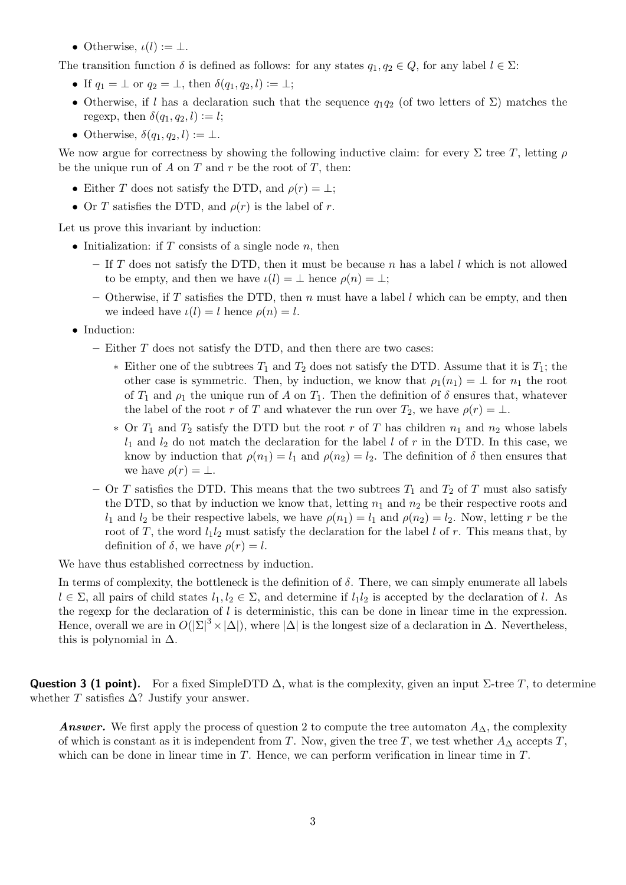- Otherwise, $\iota(l) := \bot$.

The transition function $\delta$ is defined as follows: for any states $q_1, q_2 \in Q$, for any label $l \in \Sigma$:

- If $q_1 = \bot$ or $q_2 = \bot$, then $\delta(q_1, q_2, l) := \bot$;
- Otherwise, if $l$ has a declaration such that the sequence $q_1 q_2$ (of two letters of $\Sigma$) matches the regexp, then $\delta(q_1, q_2, l) := l$;
- Otherwise, $\delta(q_1, q_2, l) := \bot$.

We now argue for correctness by showing the following inductive claim: for every $\Sigma$ tree $T$, letting $\rho$ be the unique run of $A$ on $T$ and $r$ be the root of $T$, then:

- Either $T$ does not satisfy the DTD, and $\rho(r) = \bot$;
- Or $T$ satisfies the DTD, and $\rho(r)$ is the label of $r$.

Let us prove this invariant by induction:

- Initialization: if $T$ consists of a single node $n$, then
  - If $T$ does not satisfy the DTD, then it must be because $n$ has a label $l$ which is not allowed to be empty, and then we have $\iota(l) = \bot$ hence $\rho(n) = \bot$;
  - Otherwise, if $T$ satisfies the DTD, then $n$ must have a label $l$ which can be empty, and then we indeed have $\iota(l) = l$ hence $\rho(n) = l$.
- Induction:
  - Either $T$ does not satisfy the DTD, and then there are two cases:
    - Either one of the subtrees $T_1$ and $T_2$ does not satisfy the DTD. Assume that it is $T_1$; the other case is symmetric. Then, by induction, we know that $\rho_1(n_1) = \bot$ for $n_1$ the root of $T_1$ and $\rho_1$ the unique run of $A$ on $T_1$. Then the definition of $\delta$ ensures that, whatever the label of the root $r$ of $T$ and whatever the run over $T_2$, we have $\rho(r) = \bot$.
    - Or $T_1$ and $T_2$ satisfy the DTD but the root $r$ of $T$ has children $n_1$ and $n_2$ whose labels $l_1$ and $l_2$ do not match the declaration for the label $l$ of $r$ in the DTD. In this case, we know by induction that $\rho(n_1) = l_1$ and $\rho(n_2) = l_2$. The definition of $\delta$ then ensures that we have $\rho(r) = \bot$.
  - Or $T$ satisfies the DTD. This means that the two subtrees $T_1$ and $T_2$ of $T$ must also satisfy the DTD, so that by induction we know that, letting $n_1$ and $n_2$ be their respective roots and $l_1$ and $l_2$ be their respective labels, we have $\rho(n_1) = l_1$ and $\rho(n_2) = l_2$. Now, letting $r$ be the root of $T$, the word $l_1 l_2$ must satisfy the declaration for the label $l$ of $r$. This means that, by definition of $\delta$, we have $\rho(r) = l$.

We have thus established correctness by induction.

In terms of complexity, the bottleneck is the definition of $\delta$. There, we can simply enumerate all labels $l \in \Sigma$, all pairs of child states $l_1, l_2 \in \Sigma$, and determine if $l_1 l_2$ is accepted by the declaration of $l$. As the regexp for the declaration of $l$ is deterministic, this can be done in linear time in the expression. Hence, overall we are in $O(|\Sigma|^3 \times |\Delta|)$, where $|\Delta|$ is the longest size of a declaration in $\Delta$. Nevertheless, this is polynomial in $\Delta$.

**Question 3 (1 point).** For a fixed SimpleDTD $\Delta$, what is the complexity, given an input $\Sigma$-tree $T$, to determine whether $T$ satisfies $\Delta$? Justify your answer.

***Answer.*** We first apply the process of question 2 to compute the tree automaton $A_\Delta$, the complexity of which is constant as it is independent from $T$. Now, given the tree $T$, we test whether $A_\Delta$ accepts $T$, which can be done in linear time in $T$. Hence, we can perform verification in linear time in $T$.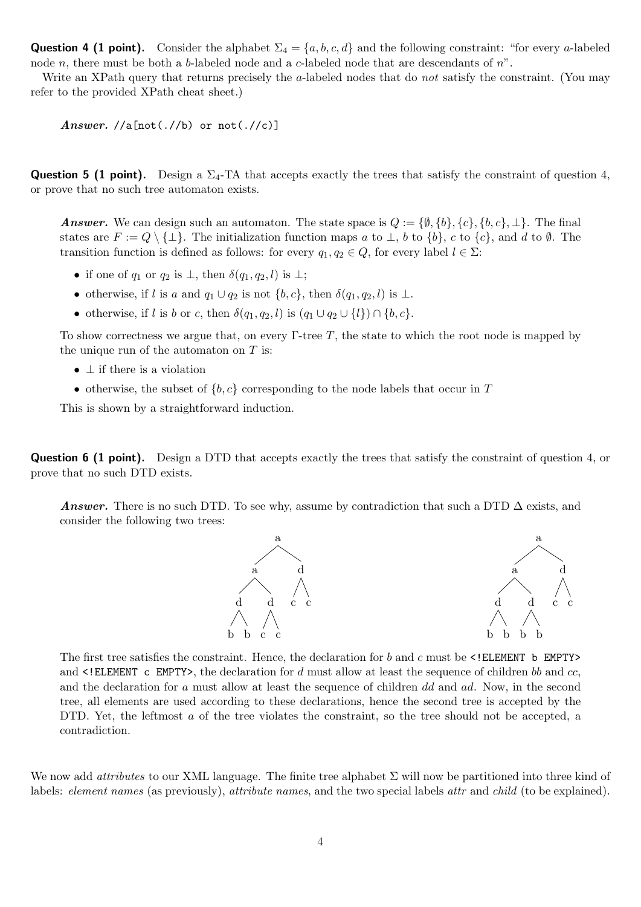**Question 4 (1 point).** Consider the alphabet $\Sigma_4 = \{a, b, c, d\}$ and the following constraint: "for every $a$-labeled node $n$, there must be both a $b$-labeled node and a $c$-labeled node that are descendants of $n$".

Write an XPath query that returns precisely the $a$-labeled nodes that do *not* satisfy the constraint. (You may refer to the provided XPath cheat sheet.)

> ***Answer.*** `//a[not(.//b) or not(.//c)]`

**Question 5 (1 point).** Design a $\Sigma_4$-TA that accepts exactly the trees that satisfy the constraint of question 4, or prove that no such tree automaton exists.

> ***Answer.*** We can design such an automaton. The state space is $Q := \{\emptyset, \{b\}, \{c\}, \{b, c\}, \bot\}$. The final states are $F := Q \setminus \{\bot\}$. The initialization function maps $a$ to $\bot$, $b$ to $\{b\}$, $c$ to $\{c\}$, and $d$ to $\emptyset$. The transition function is defined as follows: for every $q_1, q_2 \in Q$, for every label $l \in \Sigma$:
>
> - if one of $q_1$ or $q_2$ is $\bot$, then $\delta(q_1, q_2, l)$ is $\bot$;
> - otherwise, if $l$ is $a$ and $q_1 \cup q_2$ is not $\{b, c\}$, then $\delta(q_1, q_2, l)$ is $\bot$.
> - otherwise, if $l$ is $b$ or $c$, then $\delta(q_1, q_2, l)$ is $(q_1 \cup q_2 \cup \{l\}) \cap \{b, c\}$.
>
> To show correctness we argue that, on every $\Gamma$-tree $T$, the state to which the root node is mapped by the unique run of the automaton on $T$ is:
>
> - $\bot$ if there is a violation
> - otherwise, the subset of $\{b, c\}$ corresponding to the node labels that occur in $T$
>
> This is shown by a straightforward induction.

**Question 6 (1 point).** Design a DTD that accepts exactly the trees that satisfy the constraint of question 4, or prove that no such DTD exists.

> ***Answer.*** There is no such DTD. To see why, assume by contradiction that such a DTD $\Delta$ exists, and consider the following two trees:
>
> ```
>             a                            a
>           /   \                        /   \
>          a     d                      a     d
>        /   \   / \                  /   \   / \
>       d     d  c  c                d     d  c  c
>      / \   / \                    / \   / \
>     b   b c   c                  b   b b   b
> ```
>
> The first tree satisfies the constraint. Hence, the declaration for $b$ and $c$ must be `<!ELEMENT b EMPTY>` and `<!ELEMENT c EMPTY>`, the declaration for $d$ must allow at least the sequence of children $bb$ and $cc$, and the declaration for $a$ must allow at least the sequence of children $dd$ and $ad$. Now, in the second tree, all elements are used according to these declarations, hence the second tree is accepted by the DTD. Yet, the leftmost $a$ of the tree violates the constraint, so the tree should not be accepted, a contradiction.

We now add *attributes* to our XML language. The finite tree alphabet $\Sigma$ will now be partitioned into three kind of labels: *element names* (as previously), *attribute names*, and the two special labels *attr* and *child* (to be explained).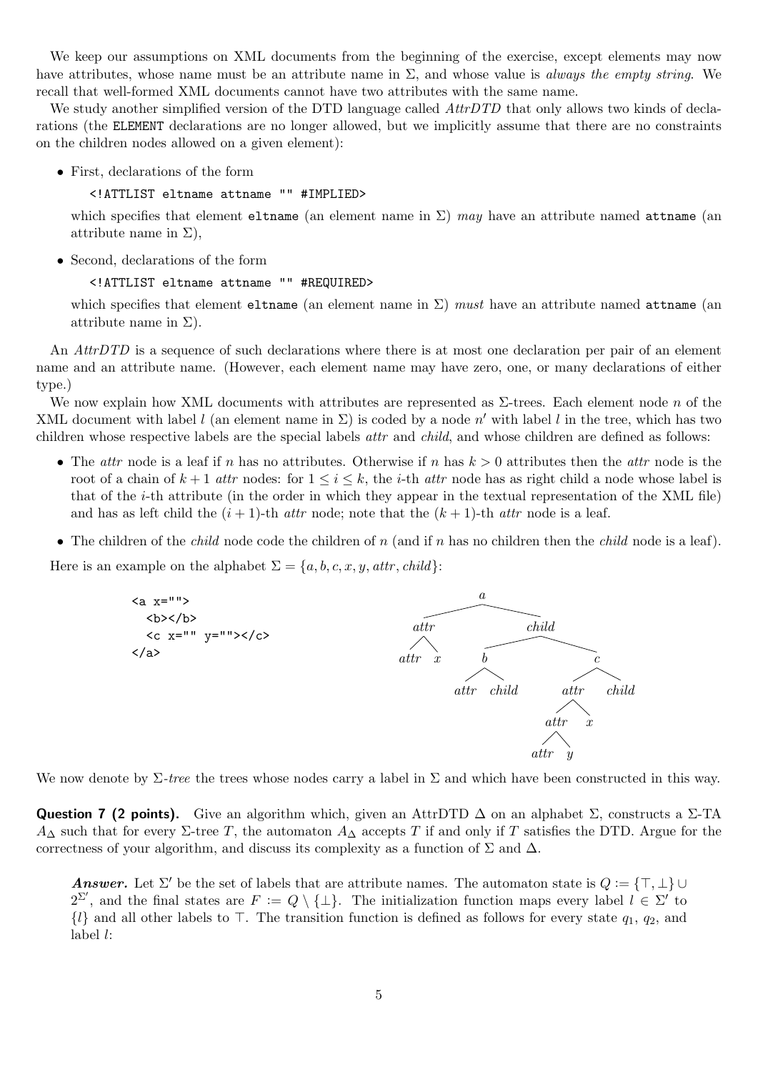We keep our assumptions on XML documents from the beginning of the exercise, except elements may now have attributes, whose name must be an attribute name in $\Sigma$, and whose value is *always the empty string*. We recall that well-formed XML documents cannot have two attributes with the same name.

We study another simplified version of the DTD language called *AttrDTD* that only allows two kinds of declarations (the `ELEMENT` declarations are no longer allowed, but we implicitly assume that there are no constraints on the children nodes allowed on a given element):

- First, declarations of the form

  `<!ATTLIST eltname attname "" #IMPLIED>`

  which specifies that element `eltname` (an element name in $\Sigma$) *may* have an attribute named `attname` (an attribute name in $\Sigma$),

- Second, declarations of the form

  `<!ATTLIST eltname attname "" #REQUIRED>`

  which specifies that element `eltname` (an element name in $\Sigma$) *must* have an attribute named `attname` (an attribute name in $\Sigma$).

An *AttrDTD* is a sequence of such declarations where there is at most one declaration per pair of an element name and an attribute name. (However, each element name may have zero, one, or many declarations of either type.)

We now explain how XML documents with attributes are represented as $\Sigma$-trees. Each element node $n$ of the XML document with label $l$ (an element name in $\Sigma$) is coded by a node $n'$ with label $l$ in the tree, which has two children whose respective labels are the special labels *attr* and *child*, and whose children are defined as follows:

- The *attr* node is a leaf if $n$ has no attributes. Otherwise if $n$ has $k > 0$ attributes then the *attr* node is the root of a chain of $k + 1$ *attr* nodes: for $1 \leq i \leq k$, the $i$-th *attr* node has as right child a node whose label is that of the $i$-th attribute (in the order in which they appear in the textual representation of the XML file) and has as left child the $(i + 1)$-th *attr* node; note that the $(k + 1)$-th *attr* node is a leaf.
- The children of the *child* node code the children of $n$ (and if $n$ has no children then the *child* node is a leaf).

Here is an example on the alphabet $\Sigma = \{a, b, c, x, y, attr, child\}$:

```
<a x="">
  <b></b>
  <c x="" y=""></c>
</a>
```

```
              a
        /           \
     attr           child
     /  \         /       \
  attr   x       b          c
               /   \      /    \
            attr  child  attr   child
                        /   \
                      attr   x
                     /   \
                   attr   y
```

We now denote by $\Sigma$-*tree* the trees whose nodes carry a label in $\Sigma$ and which have been constructed in this way.

**Question 7 (2 points).** Give an algorithm which, given an AttrDTD $\Delta$ on an alphabet $\Sigma$, constructs a $\Sigma$-TA $A_\Delta$ such that for every $\Sigma$-tree $T$, the automaton $A_\Delta$ accepts $T$ if and only if $T$ satisfies the DTD. Argue for the correctness of your algorithm, and discuss its complexity as a function of $\Sigma$ and $\Delta$.

> ***Answer.*** Let $\Sigma'$ be the set of labels that are attribute names. The automaton state is $Q := \{\top, \bot\} \cup 2^{\Sigma'}$, and the final states are $F := Q \setminus \{\bot\}$. The initialization function maps every label $l \in \Sigma'$ to $\{l\}$ and all other labels to $\top$. The transition function is defined as follows for every state $q_1$, $q_2$, and label $l$: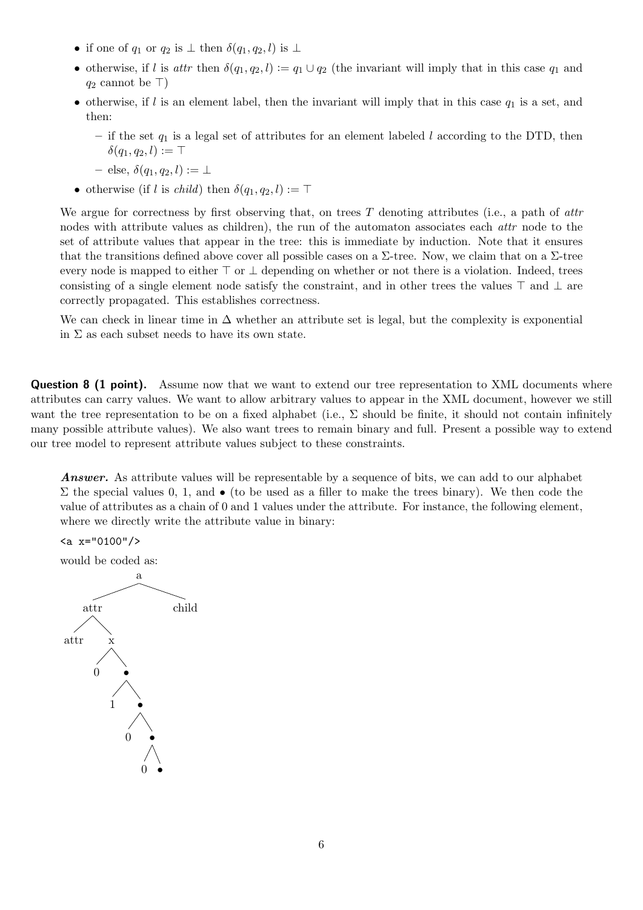- if one of $q_1$ or $q_2$ is $\bot$ then $\delta(q_1, q_2, l)$ is $\bot$
- otherwise, if $l$ is *attr* then $\delta(q_1, q_2, l) := q_1 \cup q_2$ (the invariant will imply that in this case $q_1$ and $q_2$ cannot be $\top$)
- otherwise, if $l$ is an element label, then the invariant will imply that in this case $q_1$ is a set, and then:
  - if the set $q_1$ is a legal set of attributes for an element labeled $l$ according to the DTD, then $\delta(q_1, q_2, l) := \top$
  - else, $\delta(q_1, q_2, l) := \bot$
- otherwise (if $l$ is *child*) then $\delta(q_1, q_2, l) := \top$

We argue for correctness by first observing that, on trees $T$ denoting attributes (i.e., a path of *attr* nodes with attribute values as children), the run of the automaton associates each *attr* node to the set of attribute values that appear in the tree: this is immediate by induction. Note that it ensures that the transitions defined above cover all possible cases on a $\Sigma$-tree. Now, we claim that on a $\Sigma$-tree every node is mapped to either $\top$ or $\bot$ depending on whether or not there is a violation. Indeed, trees consisting of a single element node satisfy the constraint, and in other trees the values $\top$ and $\bot$ are correctly propagated. This establishes correctness.

We can check in linear time in $\Delta$ whether an attribute set is legal, but the complexity is exponential in $\Sigma$ as each subset needs to have its own state.

**Question 8 (1 point).** Assume now that we want to extend our tree representation to XML documents where attributes can carry values. We want to allow arbitrary values to appear in the XML document, however we still want the tree representation to be on a fixed alphabet (i.e., $\Sigma$ should be finite, it should not contain infinitely many possible attribute values). We also want trees to remain binary and full. Present a possible way to extend our tree model to represent attribute values subject to these constraints.

> ***Answer.*** As attribute values will be representable by a sequence of bits, we can add to our alphabet $\Sigma$ the special values 0, 1, and $\bullet$ (to be used as a filler to make the trees binary). We then code the value of attributes as a chain of 0 and 1 values under the attribute. For instance, the following element, where we directly write the attribute value in binary:
>
> `<a x="0100"/>`
>
> would be coded as:
>
> ```
>             a
>          /     \
>       attr     child
>       /  \
>    attr   x
>          / \
>         0   •
>            / \
>           1   •
>              / \
>             0   •
>                / \
>               0   •
> ```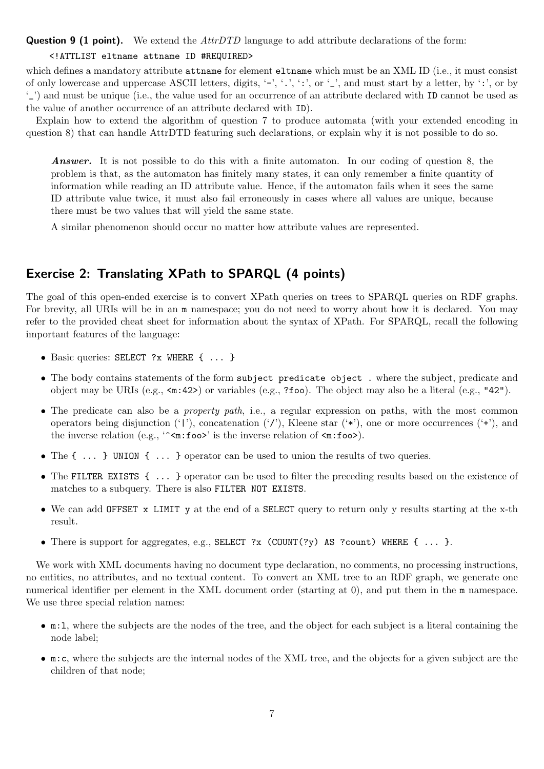**Question 9 (1 point).** We extend the *AttrDTD* language to add attribute declarations of the form:

```
<!ATTLIST eltname attname ID #REQUIRED>
```

which defines a mandatory attribute `attname` for element `eltname` which must be an XML ID (i.e., it must consist of only lowercase and uppercase ASCII letters, digits, '-', '.', ':', or '_', and must start by a letter, by ':', or by '_') and must be unique (i.e., the value used for an occurrence of an attribute declared with `ID` cannot be used as the value of another occurrence of an attribute declared with `ID`).

Explain how to extend the algorithm of question 7 to produce automata (with your extended encoding in question 8) that can handle AttrDTD featuring such declarations, or explain why it is not possible to do so.

> ***Answer.*** It is not possible to do this with a finite automaton. In our coding of question 8, the problem is that, as the automaton has finitely many states, it can only remember a finite quantity of information while reading an ID attribute value. Hence, if the automaton fails when it sees the same ID attribute value twice, it must also fail erroneously in cases where all values are unique, because there must be two values that will yield the same state.
>
> A similar phenomenon should occur no matter how attribute values are represented.

## Exercise 2: Translating XPath to SPARQL (4 points)

The goal of this open-ended exercise is to convert XPath queries on trees to SPARQL queries on RDF graphs. For brevity, all URIs will be in an `m` namespace; you do not need to worry about how it is declared. You may refer to the provided cheat sheet for information about the syntax of XPath. For SPARQL, recall the following important features of the language:

- Basic queries: `SELECT ?x WHERE { ... }`
- The body contains statements of the form `subject predicate object .` where the subject, predicate and object may be URIs (e.g., `<m:42>`) or variables (e.g., `?foo`). The object may also be a literal (e.g., `"42"`).
- The predicate can also be a *property path*, i.e., a regular expression on paths, with the most common operators being disjunction ('`|`'), concatenation ('`/`'), Kleene star ('`*`'), one or more occurrences ('`+`'), and the inverse relation (e.g., '`^<m:foo>`' is the inverse relation of `<m:foo>`).
- The `{ ... } UNION { ... }` operator can be used to union the results of two queries.
- The `FILTER EXISTS { ... }` operator can be used to filter the preceding results based on the existence of matches to a subquery. There is also `FILTER NOT EXISTS`.
- We can add `OFFSET x LIMIT y` at the end of a `SELECT` query to return only y results starting at the x-th result.
- There is support for aggregates, e.g., `SELECT ?x (COUNT(?y) AS ?count) WHERE { ... }`.

We work with XML documents having no document type declaration, no comments, no processing instructions, no entities, no attributes, and no textual content. To convert an XML tree to an RDF graph, we generate one numerical identifier per element in the XML document order (starting at 0), and put them in the `m` namespace. We use three special relation names:

- `m:l`, where the subjects are the nodes of the tree, and the object for each subject is a literal containing the node label;
- `m:c`, where the subjects are the internal nodes of the XML tree, and the objects for a given subject are the children of that node;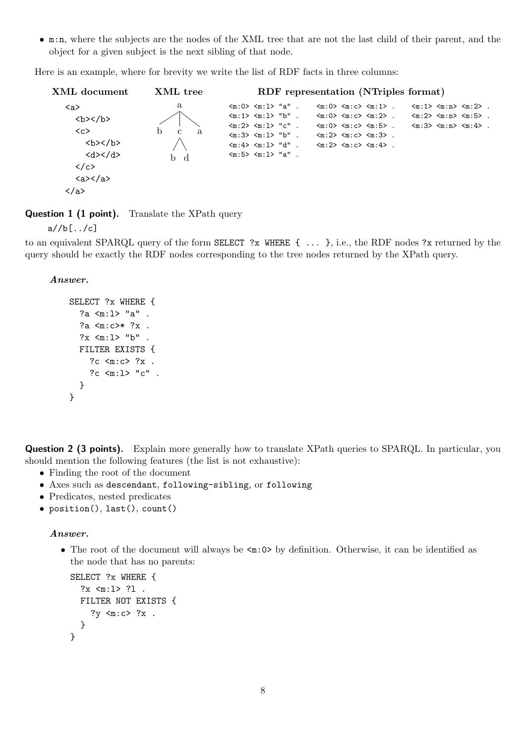- `m:n`, where the subjects are the nodes of the XML tree that are not the last child of their parent, and the object for a given subject is the next sibling of that node.

Here is an example, where for brevity we write the list of RDF facts in three columns:

**XML document**

```
<a>
  <b></b>
  <c>
    <b></b>
    <d></d>
  </c>
  <a></a>
</a>
```

**XML tree**

```
      a
    / | \
   b  c  a
     / \
    b   d
```

**RDF representation (NTriples format)**

```
<m:0> <m:l> "a" .    <m:0> <m:c> <m:1> .    <m:1> <m:n> <m:2> .
<m:1> <m:l> "b" .    <m:0> <m:c> <m:2> .    <m:2> <m:n> <m:5> .
<m:2> <m:l> "c" .    <m:0> <m:c> <m:5> .    <m:3> <m:n> <m:4> .
<m:3> <m:l> "b" .    <m:2> <m:c> <m:3> .
<m:4> <m:l> "d" .    <m:2> <m:c> <m:4> .
<m:5> <m:l> "a" .
```

**Question 1 (1 point).** Translate the XPath query

`a//b[../c]`

to an equivalent SPARQL query of the form `SELECT ?x WHERE { ... }`, i.e., the RDF nodes `?x` returned by the query should be exactly the RDF nodes corresponding to the tree nodes returned by the XPath query.

***Answer.***

```
SELECT ?x WHERE {
  ?a <m:l> "a" .
  ?a <m:c>* ?x .
  ?x <m:l> "b" .
  FILTER EXISTS {
    ?c <m:c> ?x .
    ?c <m:l> "c" .
  }
}
```

**Question 2 (3 points).** Explain more generally how to translate XPath queries to SPARQL. In particular, you should mention the following features (the list is not exhaustive):

- Finding the root of the document
- Axes such as `descendant`, `following-sibling`, or `following`
- Predicates, nested predicates
- `position()`, `last()`, `count()`

***Answer.***

- The root of the document will always be `<m:0>` by definition. Otherwise, it can be identified as the node that has no parents:

```
SELECT ?x WHERE {
  ?x <m:l> ?l .
  FILTER NOT EXISTS {
    ?y <m:c> ?x .
  }
}
```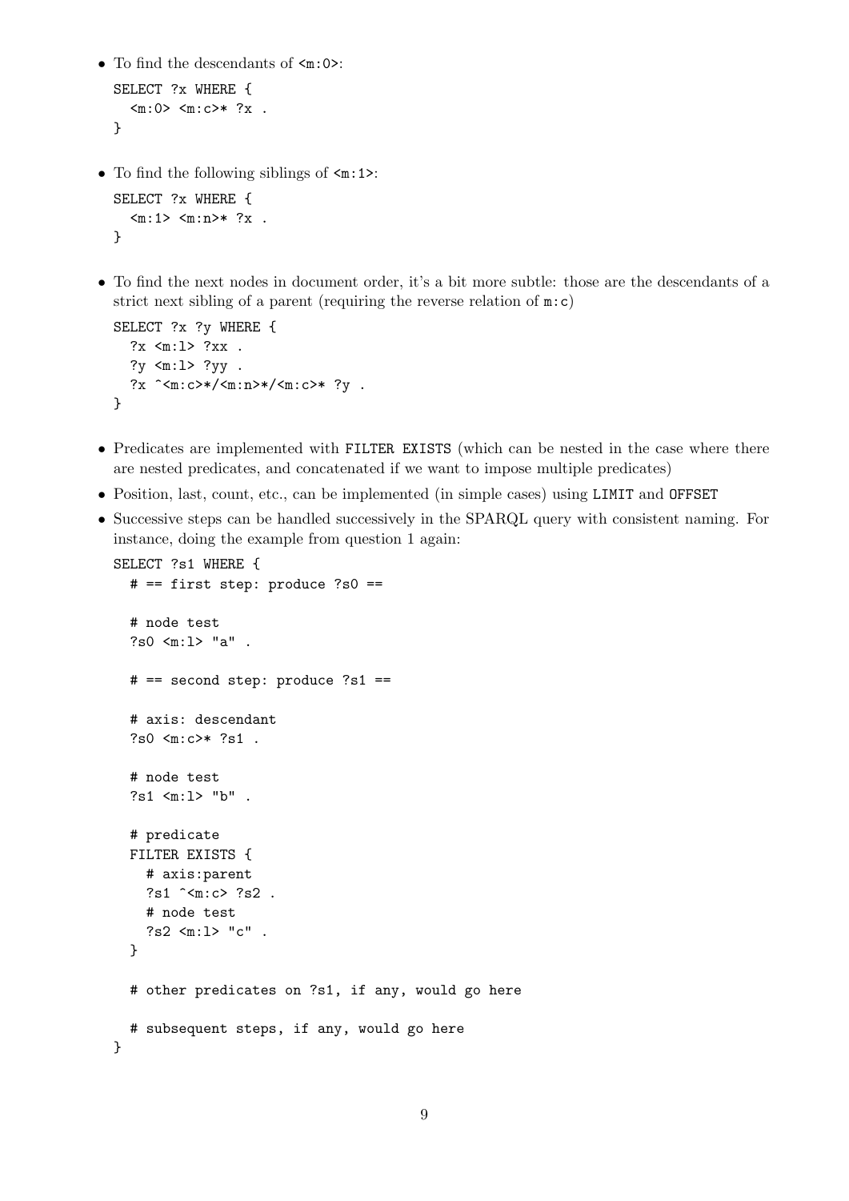- To find the descendants of `<m:0>`:

```
SELECT ?x WHERE {
  <m:0> <m:c>* ?x .
}
```

- To find the following siblings of `<m:1>`:

```
SELECT ?x WHERE {
  <m:1> <m:n>* ?x .
}
```

- To find the next nodes in document order, it's a bit more subtle: those are the descendants of a strict next sibling of a parent (requiring the reverse relation of `m:c`)

```
SELECT ?x ?y WHERE {
  ?x <m:l> ?xx .
  ?y <m:l> ?yy .
  ?x ^<m:c>*/<m:n>*/<m:c>* ?y .
}
```

- Predicates are implemented with `FILTER EXISTS` (which can be nested in the case where there are nested predicates, and concatenated if we want to impose multiple predicates)
- Position, last, count, etc., can be implemented (in simple cases) using `LIMIT` and `OFFSET`
- Successive steps can be handled successively in the SPARQL query with consistent naming. For instance, doing the example from question 1 again:

```
SELECT ?s1 WHERE {
  # == first step: produce ?s0 ==

  # node test
  ?s0 <m:l> "a" .

  # == second step: produce ?s1 ==

  # axis: descendant
  ?s0 <m:c>* ?s1 .

  # node test
  ?s1 <m:l> "b" .

  # predicate
  FILTER EXISTS {
    # axis:parent
    ?s1 ^<m:c> ?s2 .
    # node test
    ?s2 <m:l> "c" .
  }

  # other predicates on ?s1, if any, would go here

  # subsequent steps, if any, would go here
}
```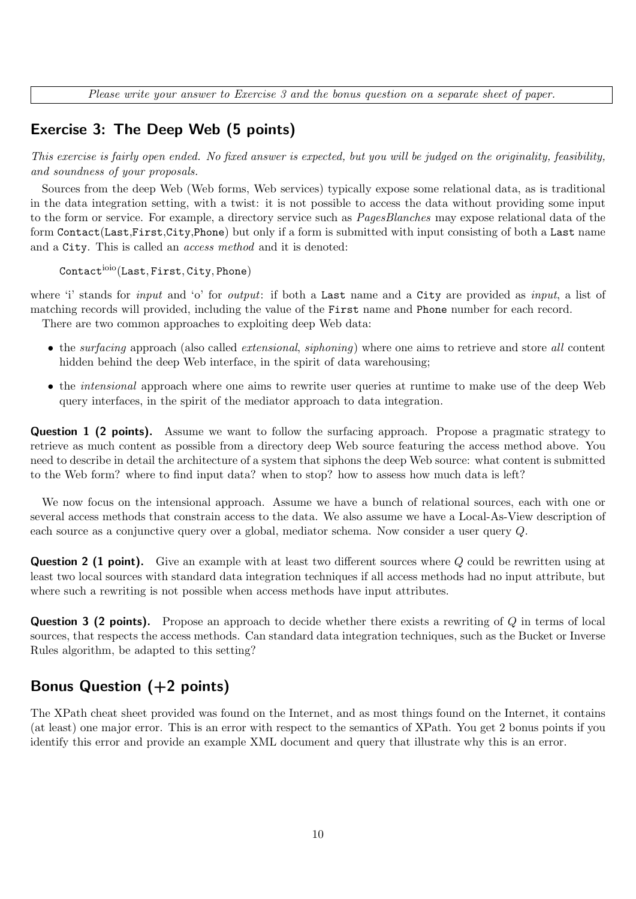*Please write your answer to Exercise 3 and the bonus question on a separate sheet of paper.*

## Exercise 3: The Deep Web (5 points)

*This exercise is fairly open ended. No fixed answer is expected, but you will be judged on the originality, feasibility, and soundness of your proposals.*

Sources from the deep Web (Web forms, Web services) typically expose some relational data, as is traditional in the data integration setting, with a twist: it is not possible to access the data without providing some input to the form or service. For example, a directory service such as *PagesBlanches* may expose relational data of the form `Contact(Last,First,City,Phone)` but only if a form is submitted with input consisting of both a `Last` name and a `City`. This is called an *access method* and it is denoted:

$$\texttt{Contact}^{\text{ioio}}(\texttt{Last}, \texttt{First}, \texttt{City}, \texttt{Phone})$$

where 'i' stands for *input* and 'o' for *output*: if both a `Last` name and a `City` are provided as *input*, a list of matching records will provided, including the value of the `First` name and `Phone` number for each record.

There are two common approaches to exploiting deep Web data:

- the *surfacing* approach (also called *extensional*, *siphoning*) where one aims to retrieve and store *all* content hidden behind the deep Web interface, in the spirit of data warehousing;
- the *intensional* approach where one aims to rewrite user queries at runtime to make use of the deep Web query interfaces, in the spirit of the mediator approach to data integration.

**Question 1 (2 points).** Assume we want to follow the surfacing approach. Propose a pragmatic strategy to retrieve as much content as possible from a directory deep Web source featuring the access method above. You need to describe in detail the architecture of a system that siphons the deep Web source: what content is submitted to the Web form? where to find input data? when to stop? how to assess how much data is left?

We now focus on the intensional approach. Assume we have a bunch of relational sources, each with one or several access methods that constrain access to the data. We also assume we have a Local-As-View description of each source as a conjunctive query over a global, mediator schema. Now consider a user query $Q$.

**Question 2 (1 point).** Give an example with at least two different sources where $Q$ could be rewritten using at least two local sources with standard data integration techniques if all access methods had no input attribute, but where such a rewriting is not possible when access methods have input attributes.

**Question 3 (2 points).** Propose an approach to decide whether there exists a rewriting of $Q$ in terms of local sources, that respects the access methods. Can standard data integration techniques, such as the Bucket or Inverse Rules algorithm, be adapted to this setting?

## Bonus Question (+2 points)

The XPath cheat sheet provided was found on the Internet, and as most things found on the Internet, it contains (at least) one major error. This is an error with respect to the semantics of XPath. You get 2 bonus points if you identify this error and provide an example XML document and query that illustrate why this is an error.